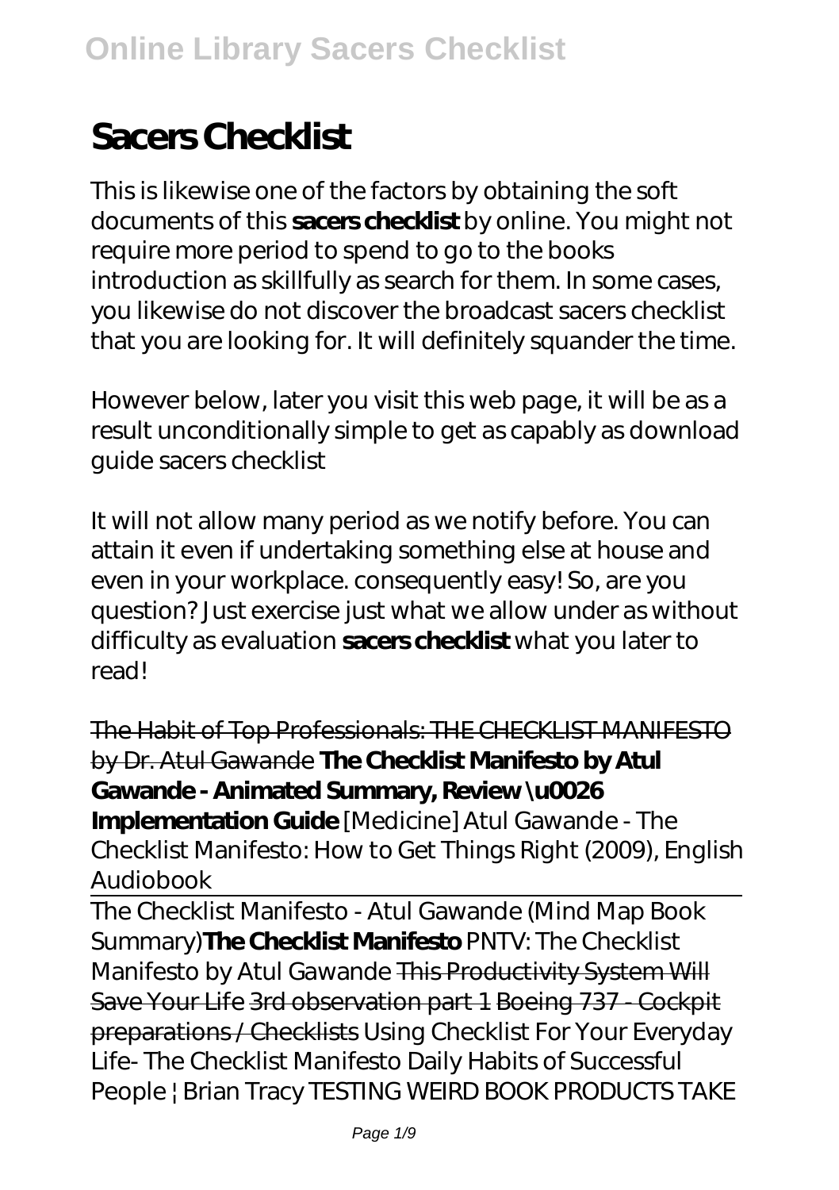# Sacers Checklist

This is likewise one of the factors by obtaining the soft documents of this **sacers checklist** by online. You might not require more period to spend to go to the books introduction as skillfully as search for them. In some cases, you likewise do not discover the broadcast sacers checklist that you are looking for. It will definitely squander the time.

However below, later you visit this web page, it will be as a result unconditionally simple to get as capably as download guide sacers checklist

It will not allow many period as we notify before. You can attain it even if undertaking something else at house and even in your workplace. consequently easy! So, are you question? Just exercise just what we allow under as without difficulty as evaluation **sacers checklist** what you later to read!

~~The Habit of Top Professionals: THE CHECKLIST MANIFESTO by Dr. Atul Gawande~~ **The Checklist Manifesto by Atul Gawande - Animated Summary, Review \u0026 Implementation Guide** *[Medicine] Atul Gawande - The Checklist Manifesto: How to Get Things Right (2009), English Audiobook*

~~The Checklist Manifesto - Atul Gawande (Mind Map Book Summary)~~**The Checklist Manifesto** *PNTV: The Checklist Manifesto by Atul Gawande* ~~This Productivity System Will Save Your Life~~ ~~3rd observation part 1~~ ~~Boeing 737 - Cockpit preparations / Checklists~~ *Using Checklist For Your Everyday Life- The Checklist Manifesto* *Daily Habits of Successful People | Brian Tracy* *TESTING WEIRD BOOK PRODUCTS TAKE*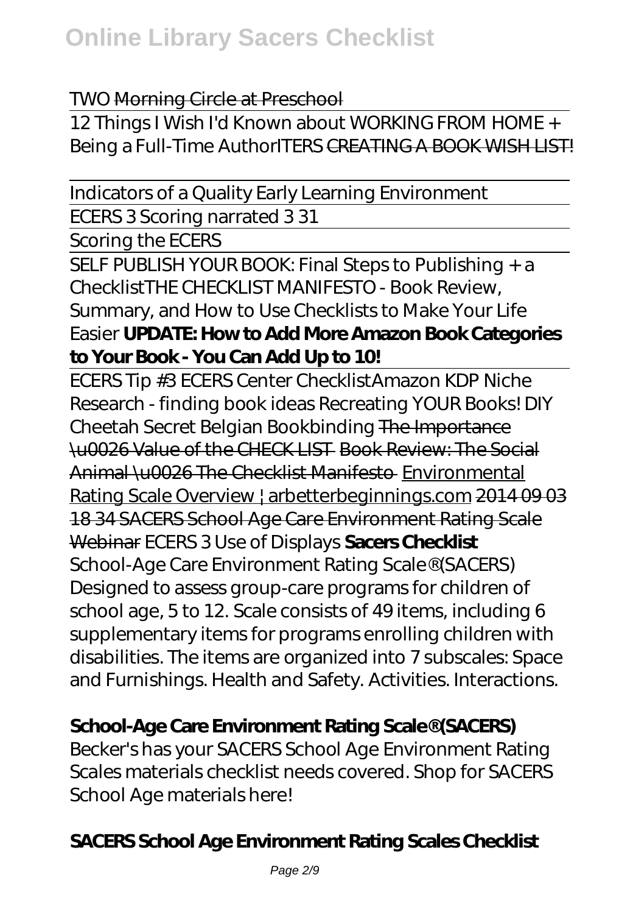TWO ~~Morning Circle at Preschool~~

12 Things I Wish I'd Known about WORKING FROM HOME + Being a Full-Time AuthorITERS ~~CREATING A BOOK WISH LIST!~~

Indicators of a Quality Early Learning Environment

ECERS 3 Scoring narrated 3 31

Scoring the ECERS

SELF PUBLISH YOUR BOOK: Final Steps to Publishing + a Checklist*THE CHECKLIST MANIFESTO - Book Review, Summary, and How to Use Checklists to Make Your Life Easier* **UPDATE: How to Add More Amazon Book Categories to Your Book - You Can Add Up to 10!**

ECERS Tip #3 ECERS Center Checklist*Amazon KDP Niche Research - finding book ideas Recreating YOUR Books! DIY Cheetah Secret Belgian Bookbinding* ~~The Importance \u0026 Value of the CHECK LIST~~ ~~Book Review: The Social Animal \u0026 The Checklist Manifesto~~ Environmental Rating Scale Overview | arbetterbeginnings.com ~~2014 09 03 18 34 SACERS School Age Care Environment Rating Scale Webinar~~ *ECERS 3 Use of Displays* **Sacers Checklist**
School-Age Care Environment Rating Scale®(SACERS) Designed to assess group-care programs for children of school age, 5 to 12. Scale consists of 49 items, including 6 supplementary items for programs enrolling children with disabilities. The items are organized into 7 subscales: Space and Furnishings. Health and Safety. Activities. Interactions.

**School-Age Care Environment Rating Scale®(SACERS)**

Becker's has your SACERS School Age Environment Rating Scales materials checklist needs covered. Shop for SACERS School Age materials here!

**SACERS School Age Environment Rating Scales Checklist**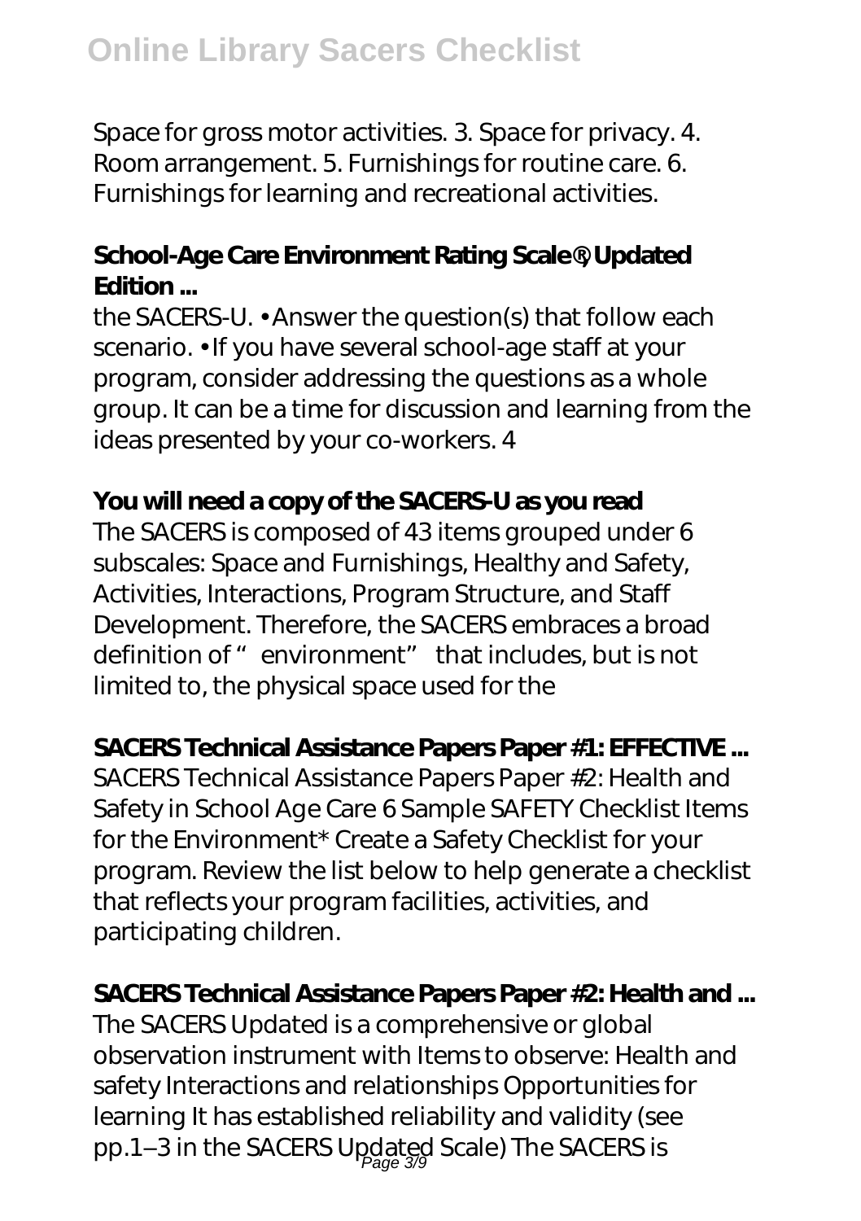Space for gross motor activities. 3. Space for privacy. 4. Room arrangement. 5. Furnishings for routine care. 6. Furnishings for learning and recreational activities.

### School-Age Care Environment Rating Scale®, Updated Edition ...

the SACERS-U. • Answer the question(s) that follow each scenario. • If you have several school-age staff at your program, consider addressing the questions as a whole group. It can be a time for discussion and learning from the ideas presented by your co-workers. 4

### You will need a copy of the SACERS-U as you read

The SACERS is composed of 43 items grouped under 6 subscales: Space and Furnishings, Healthy and Safety, Activities, Interactions, Program Structure, and Staff Development. Therefore, the SACERS embraces a broad definition of "environment" that includes, but is not limited to, the physical space used for the

### SACERS Technical Assistance Papers Paper #1: EFFECTIVE ...

SACERS Technical Assistance Papers Paper #2: Health and Safety in School Age Care 6 Sample SAFETY Checklist Items for the Environment* Create a Safety Checklist for your program. Review the list below to help generate a checklist that reflects your program facilities, activities, and participating children.

### SACERS Technical Assistance Papers Paper #2: Health and ...

The SACERS Updated is a comprehensive or global observation instrument with Items to observe: Health and safety Interactions and relationships Opportunities for learning It has established reliability and validity (see pp.1–3 in the SACERS Updated Scale) The SACERS is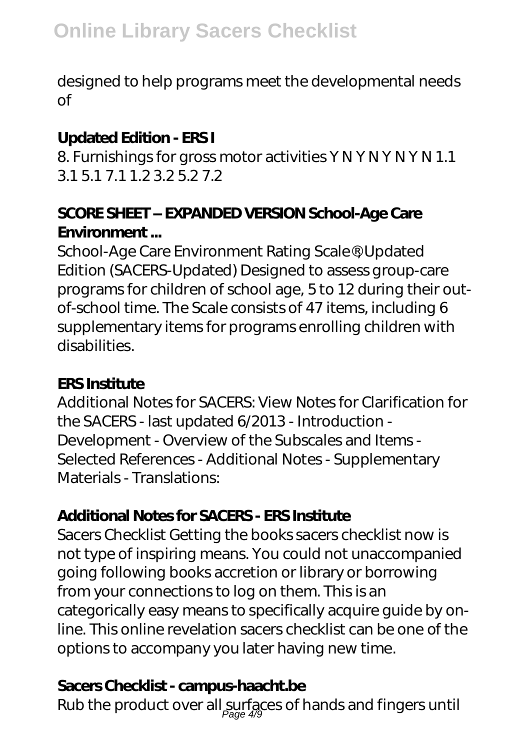designed to help programs meet the developmental needs of

**Updated Edition - ERS I**

8. Furnishings for gross motor activities Y N Y N Y N Y N 1.1 3.1 5.1 7.1 1.2 3.2 5.2 7.2

**SCORE SHEET – EXPANDED VERSION School-Age Care Environment ...**

School-Age Care Environment Rating Scale®, Updated Edition (SACERS-Updated) Designed to assess group-care programs for children of school age, 5 to 12 during their out-of-school time. The Scale consists of 47 items, including 6 supplementary items for programs enrolling children with disabilities.

**ERS Institute**

Additional Notes for SACERS: View Notes for Clarification for the SACERS - last updated 6/2013 - Introduction - Development - Overview of the Subscales and Items - Selected References - Additional Notes - Supplementary Materials - Translations:

**Additional Notes for SACERS - ERS Institute**

Sacers Checklist Getting the books sacers checklist now is not type of inspiring means. You could not unaccompanied going following books accretion or library or borrowing from your connections to log on them. This is an categorically easy means to specifically acquire guide by on-line. This online revelation sacers checklist can be one of the options to accompany you later having new time.

**Sacers Checklist - campus-haacht.be**

Rub the product over all surfaces of hands and fingers until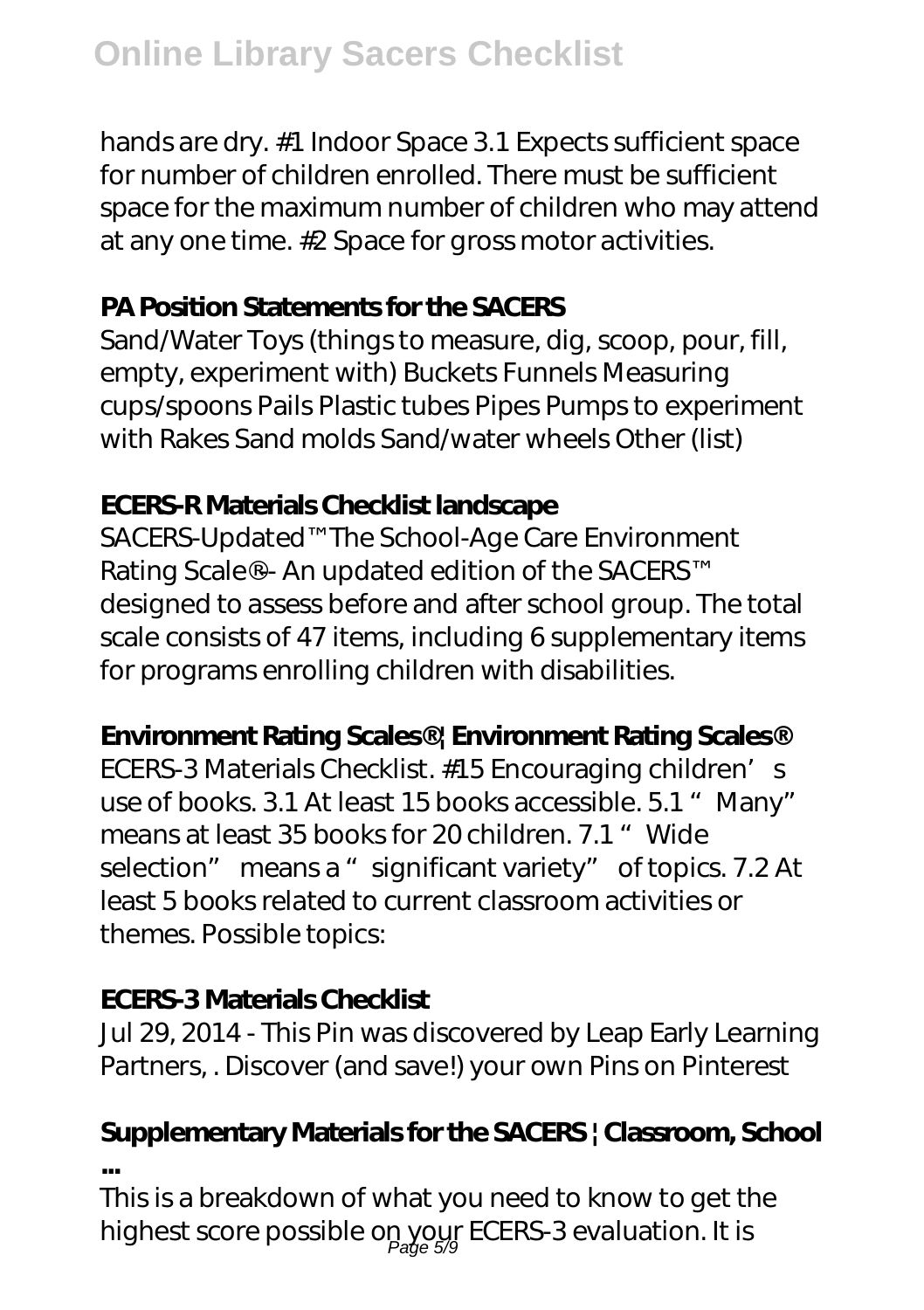hands are dry. #1 Indoor Space 3.1 Expects sufficient space for number of children enrolled. There must be sufficient space for the maximum number of children who may attend at any one time. #2 Space for gross motor activities.

### PA Position Statements for the SACERS

Sand/Water Toys (things to measure, dig, scoop, pour, fill, empty, experiment with) Buckets Funnels Measuring cups/spoons Pails Plastic tubes Pipes Pumps to experiment with Rakes Sand molds Sand/water wheels Other (list)

### ECERS-R Materials Checklist landscape

SACERS-Updated™ The School-Age Care Environment Rating Scale®- An updated edition of the SACERS™ designed to assess before and after school group. The total scale consists of 47 items, including 6 supplementary items for programs enrolling children with disabilities.

### Environment Rating Scales® | Environment Rating Scales®

ECERS-3 Materials Checklist. #15 Encouraging children's use of books. 3.1 At least 15 books accessible. 5.1 "Many" means at least 35 books for 20 children. 7.1 "Wide selection" means a "significant variety" of topics. 7.2 At least 5 books related to current classroom activities or themes. Possible topics:

### ECERS-3 Materials Checklist

Jul 29, 2014 - This Pin was discovered by Leap Early Learning Partners, . Discover (and save!) your own Pins on Pinterest

### Supplementary Materials for the SACERS | Classroom, School ...

This is a breakdown of what you need to know to get the highest score possible on your ECERS-3 evaluation. It is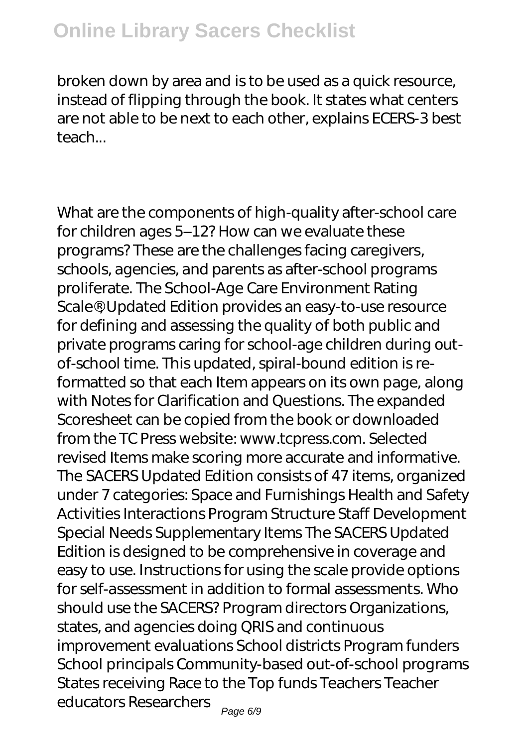broken down by area and is to be used as a quick resource, instead of flipping through the book. It states what centers are not able to be next to each other, explains ECERS-3 best teach...

What are the components of high-quality after-school care for children ages 5–12? How can we evaluate these programs? These are the challenges facing caregivers, schools, agencies, and parents as after-school programs proliferate. The School-Age Care Environment Rating Scale®, Updated Edition provides an easy-to-use resource for defining and assessing the quality of both public and private programs caring for school-age children during out-of-school time. This updated, spiral-bound edition is re-formatted so that each Item appears on its own page, along with Notes for Clarification and Questions. The expanded Scoresheet can be copied from the book or downloaded from the TC Press website: www.tcpress.com. Selected revised Items make scoring more accurate and informative. The SACERS Updated Edition consists of 47 items, organized under 7 categories: Space and Furnishings Health and Safety Activities Interactions Program Structure Staff Development Special Needs Supplementary Items The SACERS Updated Edition is designed to be comprehensive in coverage and easy to use. Instructions for using the scale provide options for self-assessment in addition to formal assessments. Who should use the SACERS? Program directors Organizations, states, and agencies doing QRIS and continuous improvement evaluations School districts Program funders School principals Community-based out-of-school programs States receiving Race to the Top funds Teachers Teacher educators Researchers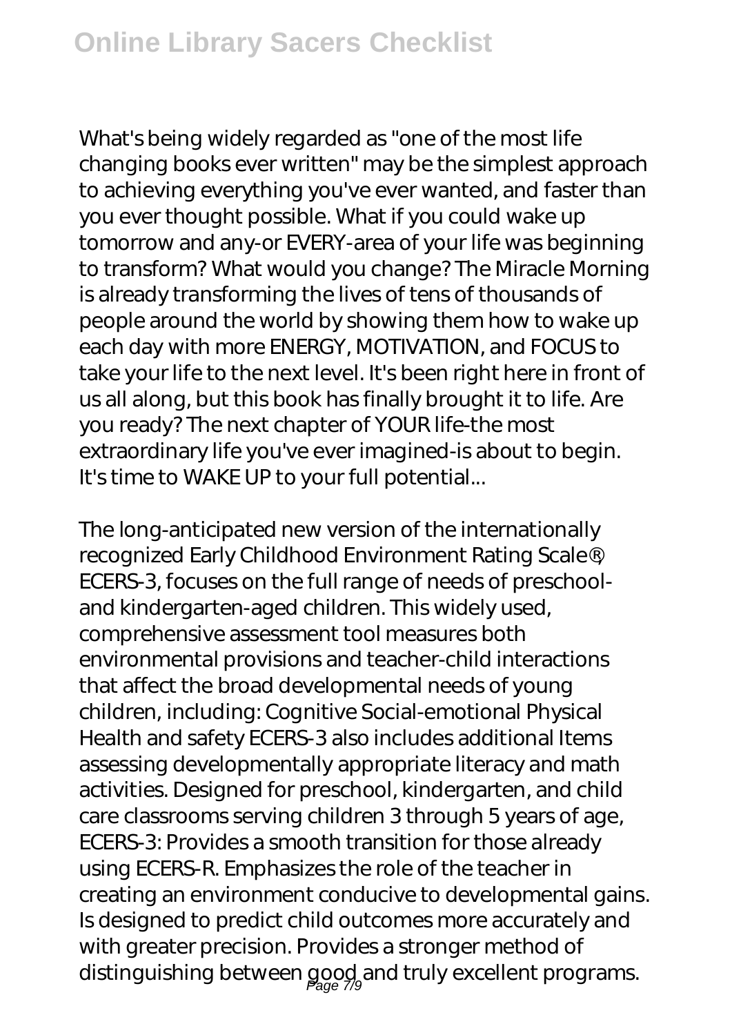What's being widely regarded as "one of the most life changing books ever written" may be the simplest approach to achieving everything you've ever wanted, and faster than you ever thought possible. What if you could wake up tomorrow and any-or EVERY-area of your life was beginning to transform? What would you change? The Miracle Morning is already transforming the lives of tens of thousands of people around the world by showing them how to wake up each day with more ENERGY, MOTIVATION, and FOCUS to take your life to the next level. It's been right here in front of us all along, but this book has finally brought it to life. Are you ready? The next chapter of YOUR life-the most extraordinary life you've ever imagined-is about to begin. It's time to WAKE UP to your full potential...

The long-anticipated new version of the internationally recognized Early Childhood Environment Rating Scale®, ECERS-3, focuses on the full range of needs of preschool- and kindergarten-aged children. This widely used, comprehensive assessment tool measures both environmental provisions and teacher-child interactions that affect the broad developmental needs of young children, including: Cognitive Social-emotional Physical Health and safety ECERS-3 also includes additional Items assessing developmentally appropriate literacy and math activities. Designed for preschool, kindergarten, and child care classrooms serving children 3 through 5 years of age, ECERS-3: Provides a smooth transition for those already using ECERS-R. Emphasizes the role of the teacher in creating an environment conducive to developmental gains. Is designed to predict child outcomes more accurately and with greater precision. Provides a stronger method of distinguishing between good and truly excellent programs.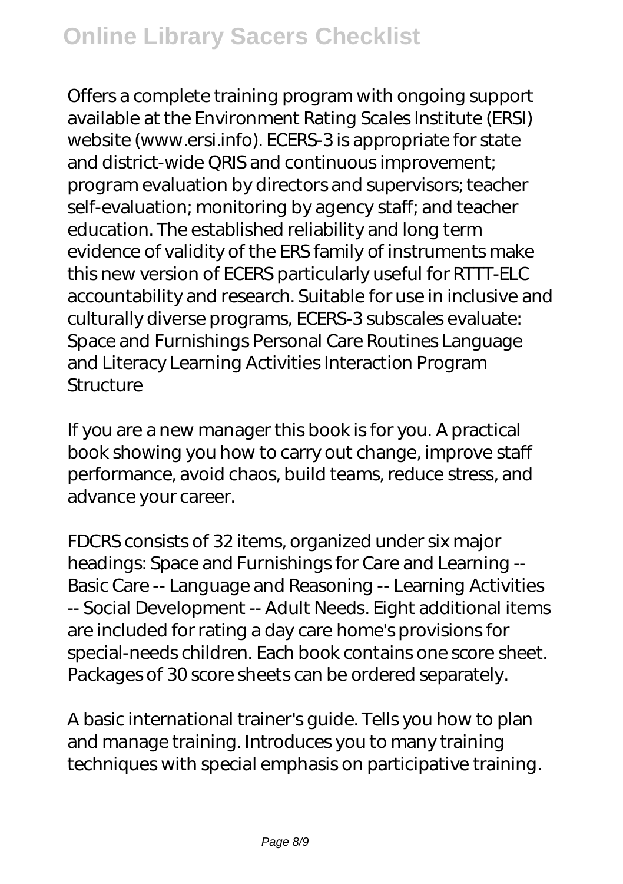Offers a complete training program with ongoing support available at the Environment Rating Scales Institute (ERSI) website (www.ersi.info). ECERS-3 is appropriate for state and district-wide QRIS and continuous improvement; program evaluation by directors and supervisors; teacher self-evaluation; monitoring by agency staff; and teacher education. The established reliability and long term evidence of validity of the ERS family of instruments make this new version of ECERS particularly useful for RTTT-ELC accountability and research. Suitable for use in inclusive and culturally diverse programs, ECERS-3 subscales evaluate: Space and Furnishings Personal Care Routines Language and Literacy Learning Activities Interaction Program Structure

If you are a new manager this book is for you. A practical book showing you how to carry out change, improve staff performance, avoid chaos, build teams, reduce stress, and advance your career.

FDCRS consists of 32 items, organized under six major headings: Space and Furnishings for Care and Learning -- Basic Care -- Language and Reasoning -- Learning Activities -- Social Development -- Adult Needs. Eight additional items are included for rating a day care home's provisions for special-needs children. Each book contains one score sheet. Packages of 30 score sheets can be ordered separately.

A basic international trainer's guide. Tells you how to plan and manage training. Introduces you to many training techniques with special emphasis on participative training.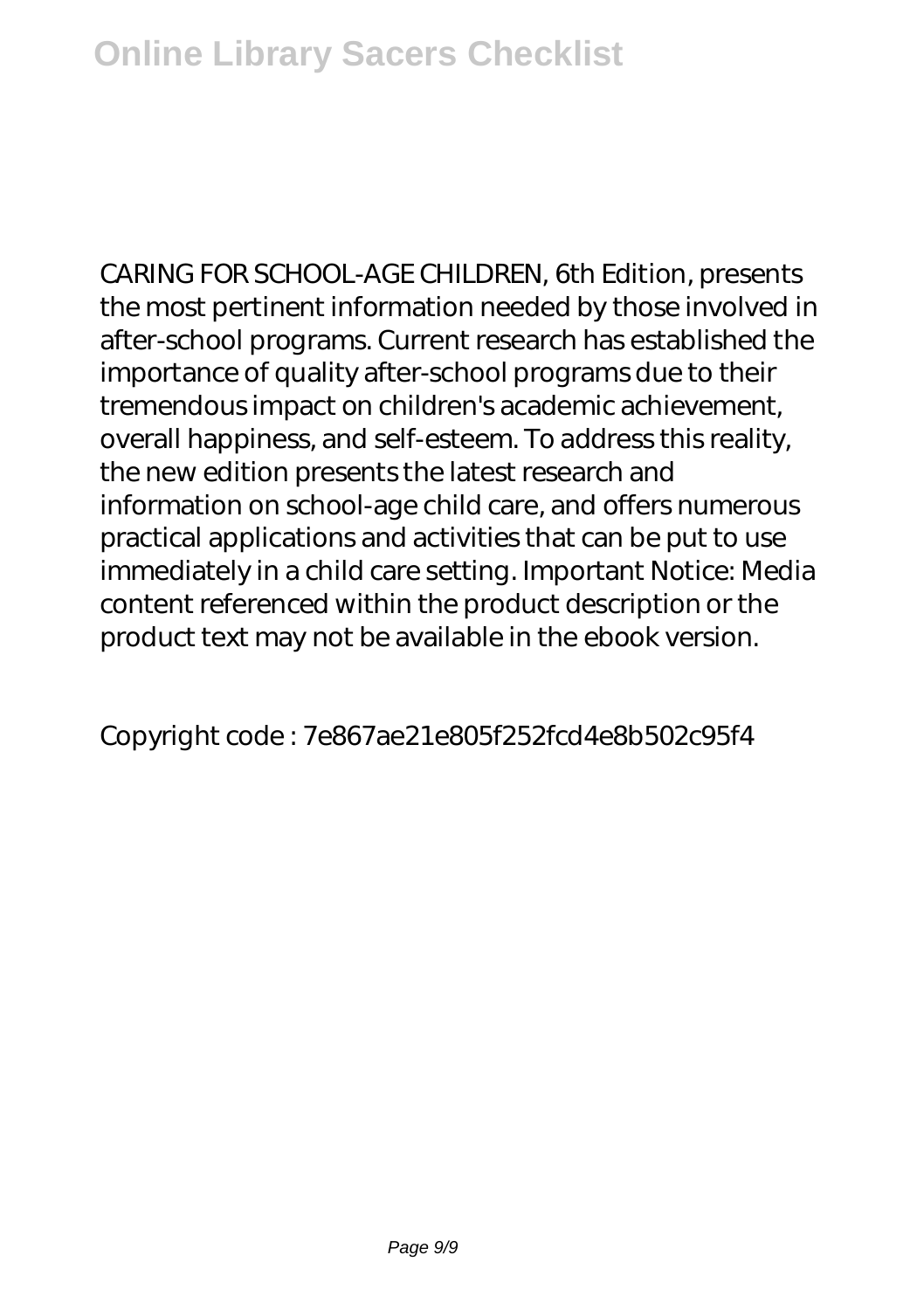CARING FOR SCHOOL-AGE CHILDREN, 6th Edition, presents the most pertinent information needed by those involved in after-school programs. Current research has established the importance of quality after-school programs due to their tremendous impact on children's academic achievement, overall happiness, and self-esteem. To address this reality, the new edition presents the latest research and information on school-age child care, and offers numerous practical applications and activities that can be put to use immediately in a child care setting. Important Notice: Media content referenced within the product description or the product text may not be available in the ebook version.

Copyright code : 7e867ae21e805f252fcd4e8b502c95f4